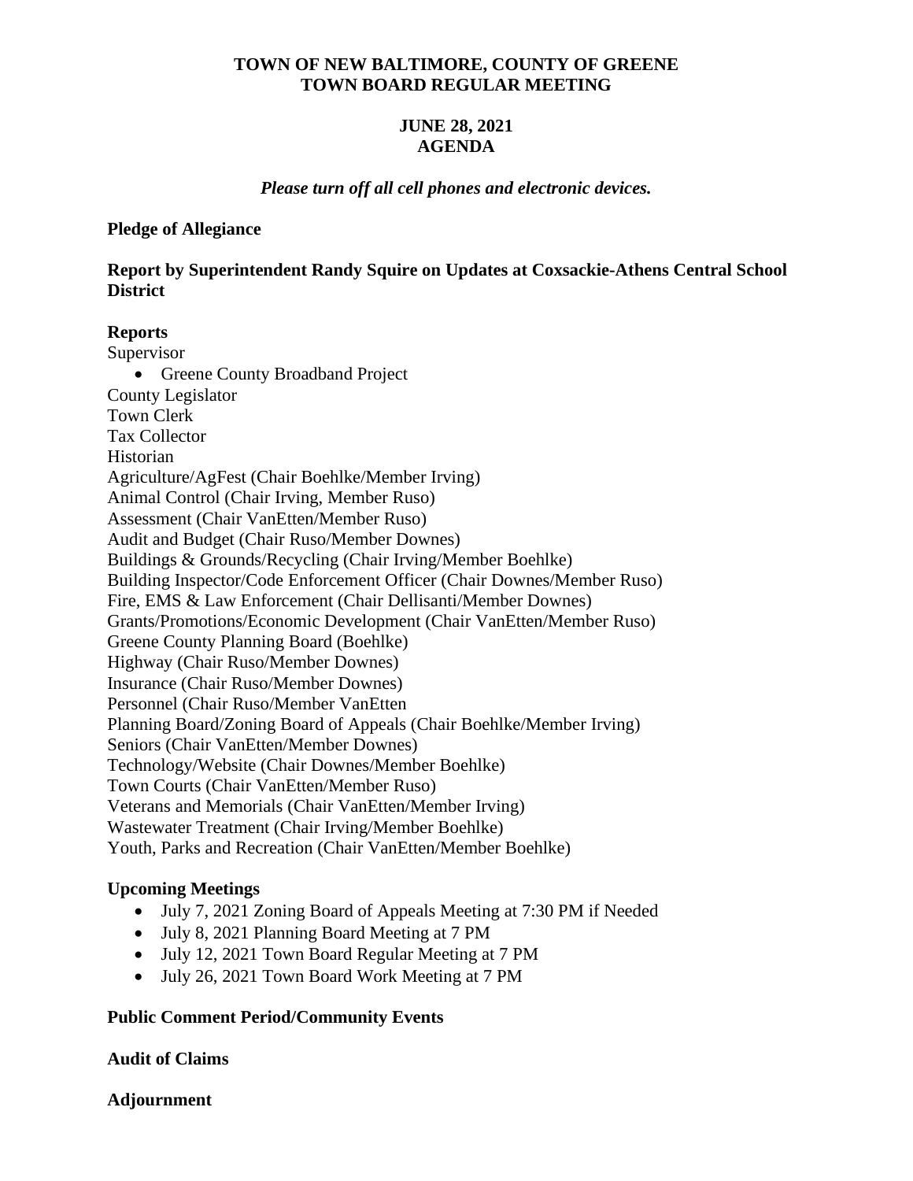**TOWN OF NEW BALTIMORE, COUNTY OF GREENE**
**TOWN BOARD REGULAR MEETING**

**JUNE 28, 2021**
**AGENDA**

***Please turn off all cell phones and electronic devices.***

**Pledge of Allegiance**

**Report by Superintendent Randy Squire on Updates at Coxsackie-Athens Central School District**

**Reports**

Supervisor

- Greene County Broadband Project

County Legislator
Town Clerk
Tax Collector
Historian
Agriculture/AgFest (Chair Boehlke/Member Irving)
Animal Control (Chair Irving, Member Ruso)
Assessment (Chair VanEtten/Member Ruso)
Audit and Budget (Chair Ruso/Member Downes)
Buildings & Grounds/Recycling (Chair Irving/Member Boehlke)
Building Inspector/Code Enforcement Officer (Chair Downes/Member Ruso)
Fire, EMS & Law Enforcement (Chair Dellisanti/Member Downes)
Grants/Promotions/Economic Development (Chair VanEtten/Member Ruso)
Greene County Planning Board (Boehlke)
Highway (Chair Ruso/Member Downes)
Insurance (Chair Ruso/Member Downes)
Personnel (Chair Ruso/Member VanEtten
Planning Board/Zoning Board of Appeals (Chair Boehlke/Member Irving)
Seniors (Chair VanEtten/Member Downes)
Technology/Website (Chair Downes/Member Boehlke)
Town Courts (Chair VanEtten/Member Ruso)
Veterans and Memorials (Chair VanEtten/Member Irving)
Wastewater Treatment (Chair Irving/Member Boehlke)
Youth, Parks and Recreation (Chair VanEtten/Member Boehlke)

**Upcoming Meetings**

- July 7, 2021 Zoning Board of Appeals Meeting at 7:30 PM if Needed
- July 8, 2021 Planning Board Meeting at 7 PM
- July 12, 2021 Town Board Regular Meeting at 7 PM
- July 26, 2021 Town Board Work Meeting at 7 PM

**Public Comment Period/Community Events**

**Audit of Claims**

**Adjournment**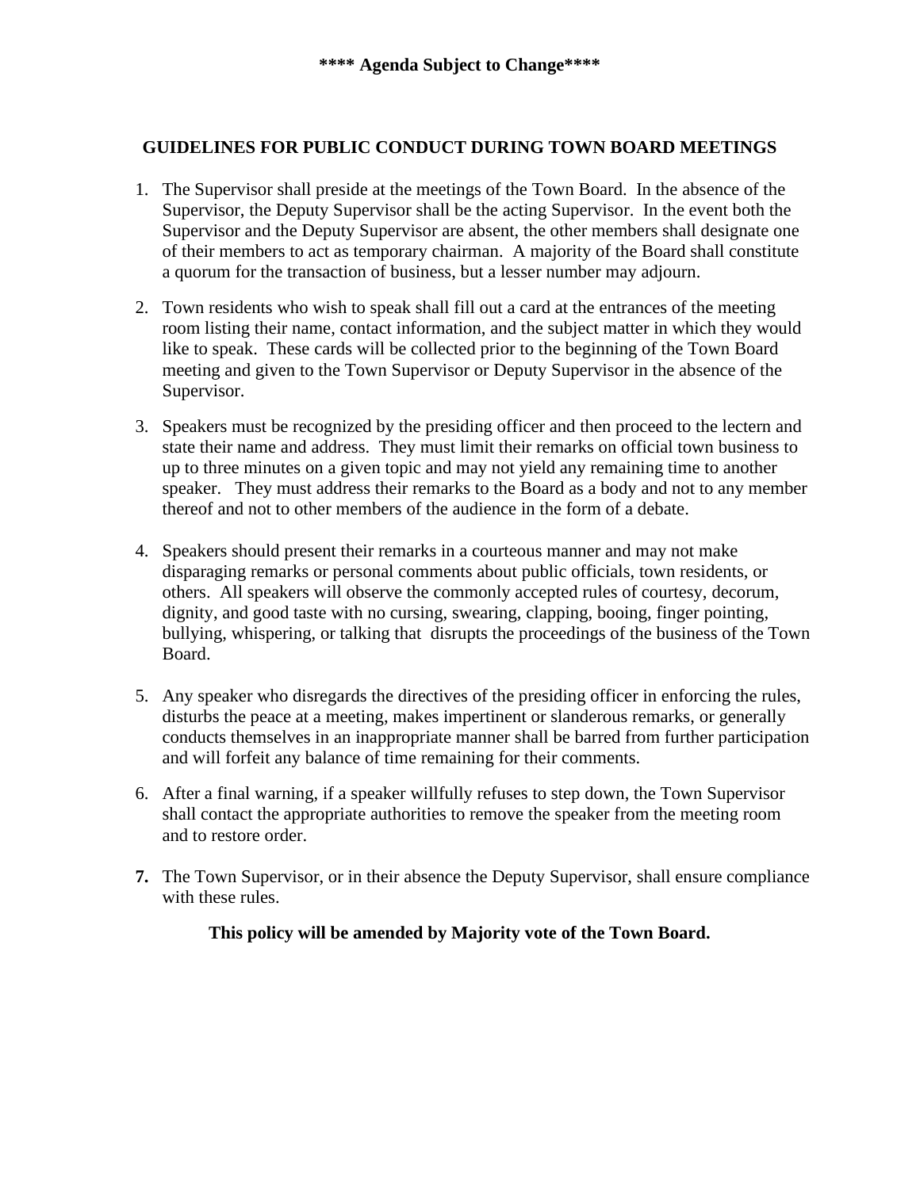**\*\*\*\* Agenda Subject to Change\*\*\*\***

## GUIDELINES FOR PUBLIC CONDUCT DURING TOWN BOARD MEETINGS

1. The Supervisor shall preside at the meetings of the Town Board. In the absence of the Supervisor, the Deputy Supervisor shall be the acting Supervisor. In the event both the Supervisor and the Deputy Supervisor are absent, the other members shall designate one of their members to act as temporary chairman. A majority of the Board shall constitute a quorum for the transaction of business, but a lesser number may adjourn.

2. Town residents who wish to speak shall fill out a card at the entrances of the meeting room listing their name, contact information, and the subject matter in which they would like to speak. These cards will be collected prior to the beginning of the Town Board meeting and given to the Town Supervisor or Deputy Supervisor in the absence of the Supervisor.

3. Speakers must be recognized by the presiding officer and then proceed to the lectern and state their name and address. They must limit their remarks on official town business to up to three minutes on a given topic and may not yield any remaining time to another speaker. They must address their remarks to the Board as a body and not to any member thereof and not to other members of the audience in the form of a debate.

4. Speakers should present their remarks in a courteous manner and may not make disparaging remarks or personal comments about public officials, town residents, or others. All speakers will observe the commonly accepted rules of courtesy, decorum, dignity, and good taste with no cursing, swearing, clapping, booing, finger pointing, bullying, whispering, or talking that disrupts the proceedings of the business of the Town Board.

5. Any speaker who disregards the directives of the presiding officer in enforcing the rules, disturbs the peace at a meeting, makes impertinent or slanderous remarks, or generally conducts themselves in an inappropriate manner shall be barred from further participation and will forfeit any balance of time remaining for their comments.

6. After a final warning, if a speaker willfully refuses to step down, the Town Supervisor shall contact the appropriate authorities to remove the speaker from the meeting room and to restore order.

7. The Town Supervisor, or in their absence the Deputy Supervisor, shall ensure compliance with these rules.

**This policy will be amended by Majority vote of the Town Board.**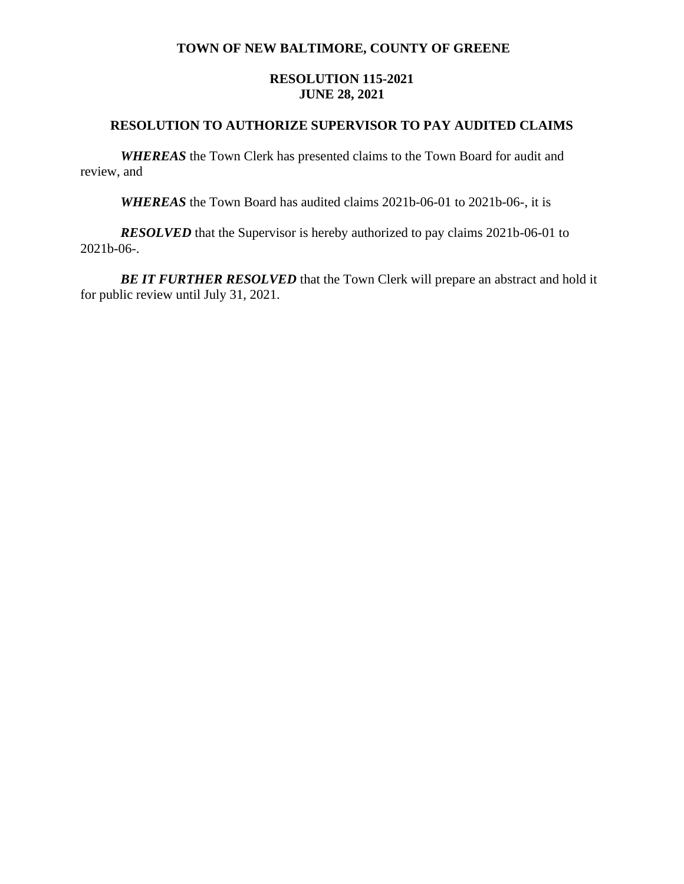**TOWN OF NEW BALTIMORE, COUNTY OF GREENE**

**RESOLUTION 115-2021**
**JUNE 28, 2021**

**RESOLUTION TO AUTHORIZE SUPERVISOR TO PAY AUDITED CLAIMS**

***WHEREAS*** the Town Clerk has presented claims to the Town Board for audit and review, and

***WHEREAS*** the Town Board has audited claims 2021b-06-01 to 2021b-06-, it is

***RESOLVED*** that the Supervisor is hereby authorized to pay claims 2021b-06-01 to 2021b-06-.

***BE IT FURTHER RESOLVED*** that the Town Clerk will prepare an abstract and hold it for public review until July 31, 2021.